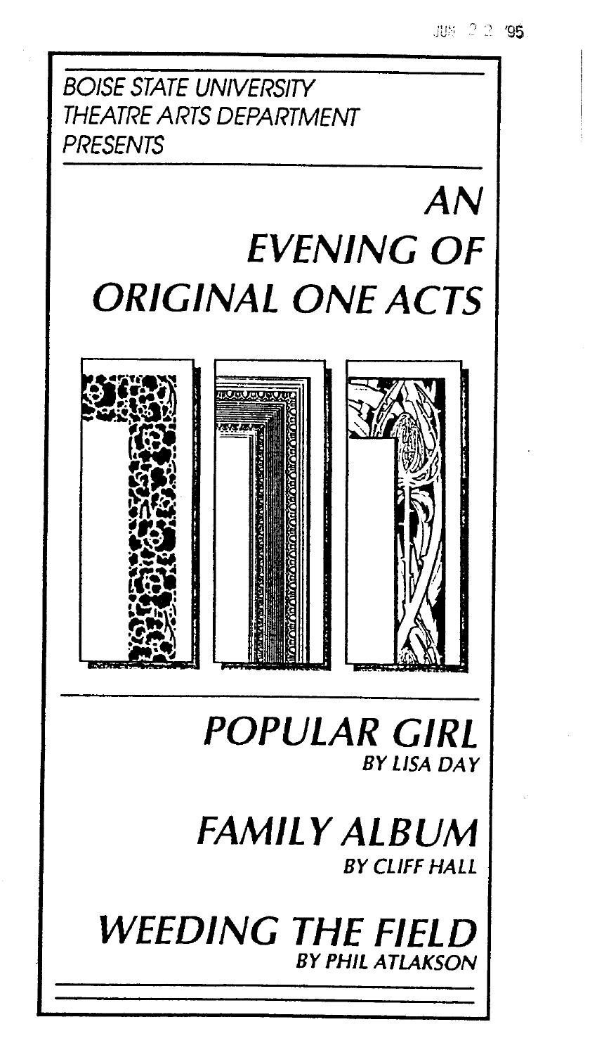JUN 22 '95

*BOISE STATE UNIVERSITY*
*THEATRE ARTS DEPARTMENT*
*PRESENTS*

# *AN EVENING OF ORIGINAL ONE ACTS*

## *POPULAR GIRL*
*BY LISA DAY*

## *FAMILY ALBUM*
*BY CLIFF HALL*

## *WEEDING THE FIELD*
*BY PHIL ATLAKSON*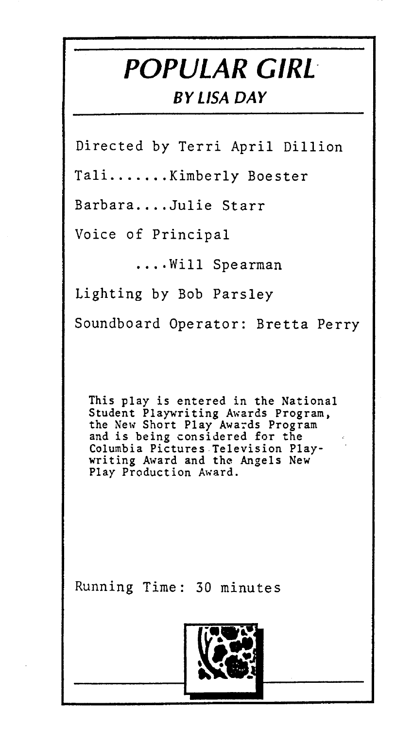# POPULAR GIRL

## BY LISA DAY

Directed by Terri April Dillion

Tali.......Kimberly Boester

Barbara....Julie Starr

Voice of Principal

....Will Spearman

Lighting by Bob Parsley

Soundboard Operator: Bretta Perry

This play is entered in the National Student Playwriting Awards Program, the New Short Play Awards Program and is being considered for the Columbia Pictures Television Playwriting Award and the Angels New Play Production Award.

Running Time: 30 minutes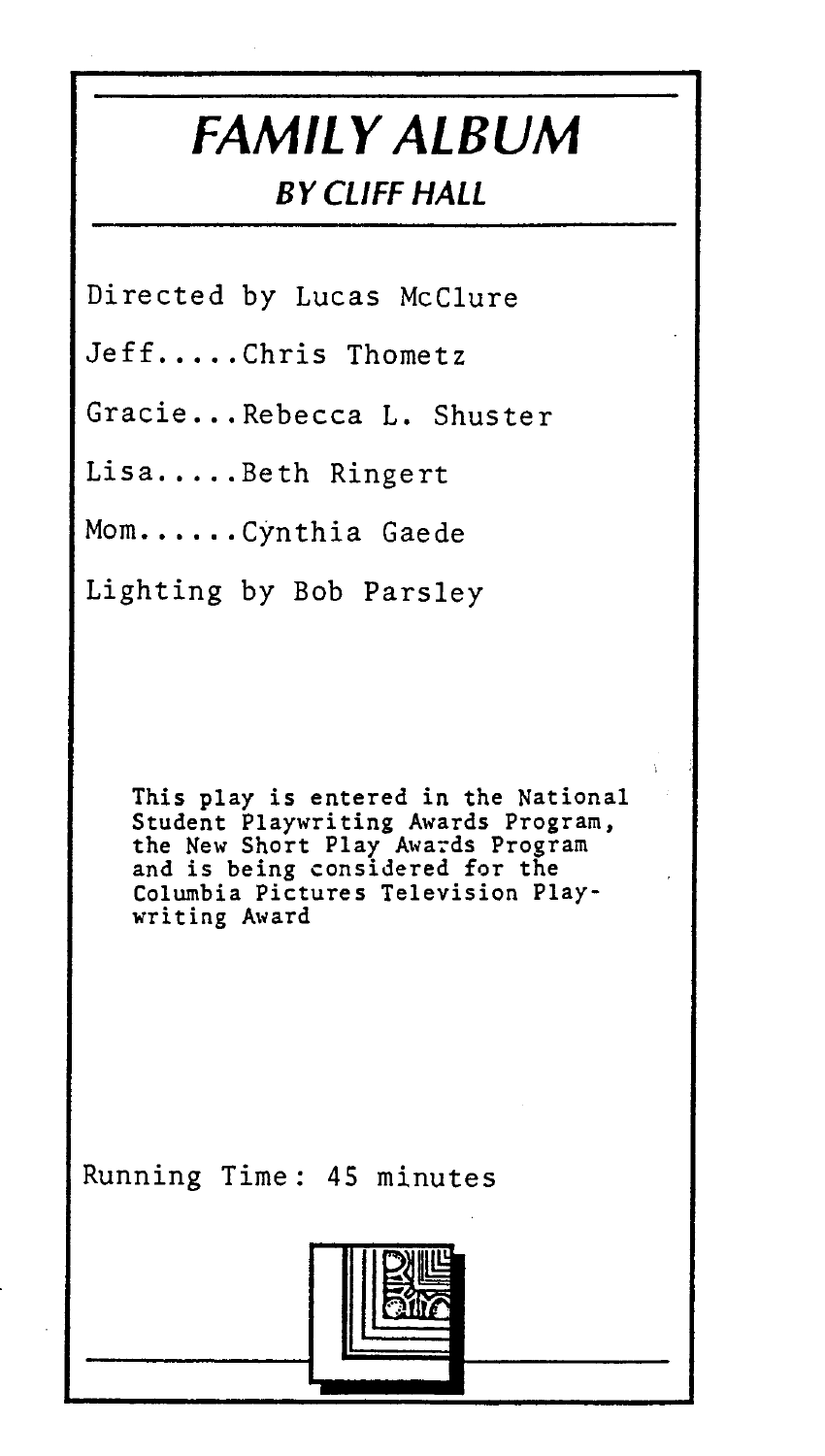# FAMILY ALBUM

## BY CLIFF HALL

Directed by Lucas McClure

Jeff.....Chris Thometz

Gracie...Rebecca L. Shuster

Lisa.....Beth Ringert

Mom......Cynthia Gaede

Lighting by Bob Parsley

This play is entered in the National Student Playwriting Awards Program, the New Short Play Awards Program and is being considered for the Columbia Pictures Television Playwriting Award

Running Time: 45 minutes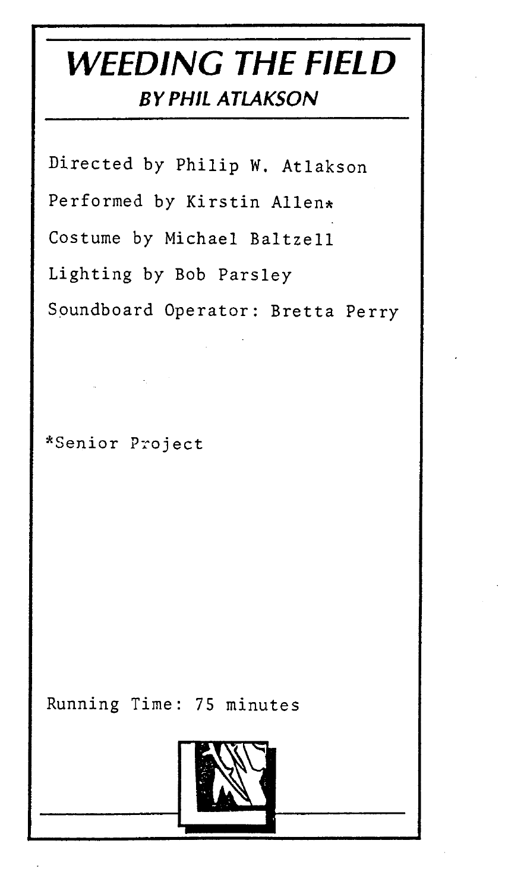# *WEEDING THE FIELD*

## *BY PHIL ATLAKSON*

Directed by Philip W. Atlakson

Performed by Kirstin Allen*

Costume by Michael Baltzell

Lighting by Bob Parsley

Soundboard Operator: Bretta Perry

*Senior Project

Running Time: 75 minutes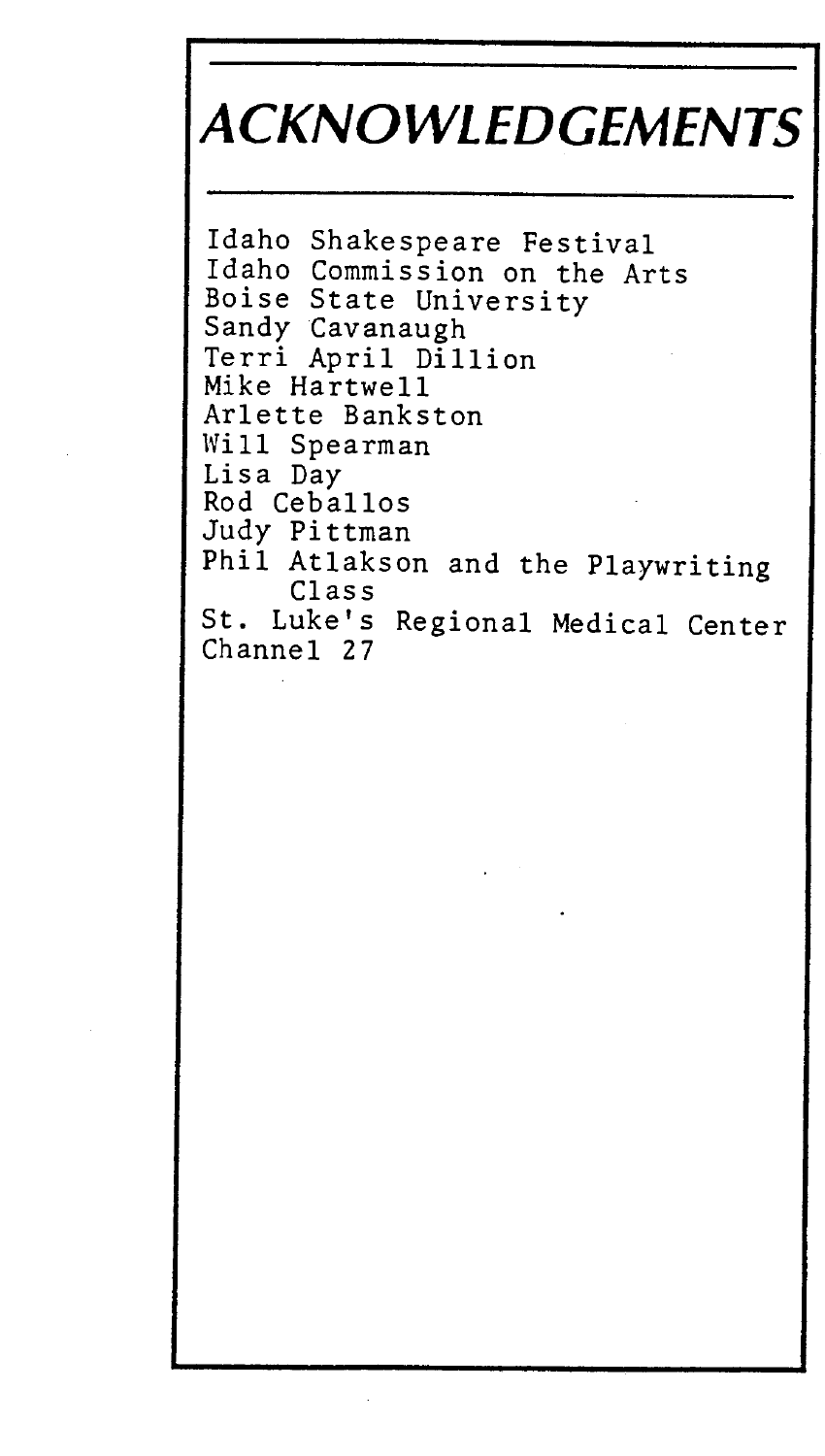# ACKNOWLEDGEMENTS

Idaho Shakespeare Festival
Idaho Commission on the Arts
Boise State University
Sandy Cavanaugh
Terri April Dillion
Mike Hartwell
Arlette Bankston
Will Spearman
Lisa Day
Rod Ceballos
Judy Pittman
Phil Atlakson and the Playwriting Class
St. Luke's Regional Medical Center
Channel 27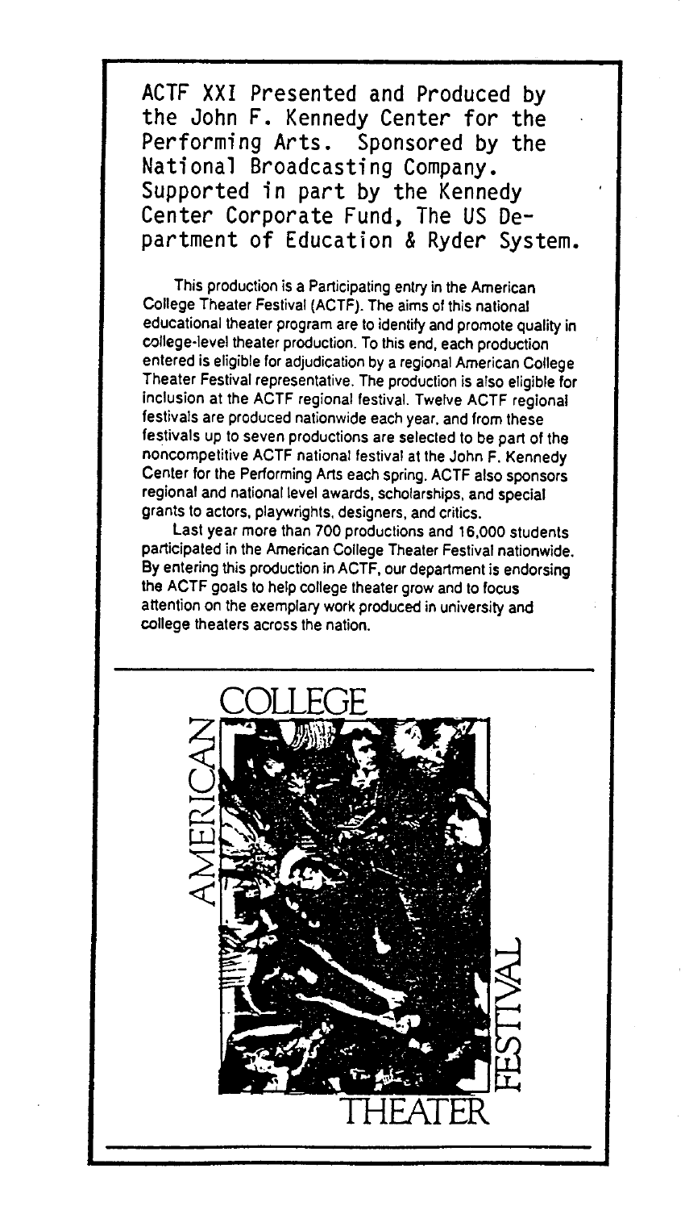ACTF XXI Presented and Produced by the John F. Kennedy Center for the Performing Arts. Sponsored by the National Broadcasting Company. Supported in part by the Kennedy Center Corporate Fund, The US Department of Education & Ryder System.

This production is a Participating entry in the American College Theater Festival (ACTF). The aims of this national educational theater program are to identify and promote quality in college-level theater production. To this end, each production entered is eligible for adjudication by a regional American College Theater Festival representative. The production is also eligible for inclusion at the ACTF regional festival. Twelve ACTF regional festivals are produced nationwide each year, and from these festivals up to seven productions are selected to be part of the noncompetitive ACTF national festival at the John F. Kennedy Center for the Performing Arts each spring. ACTF also sponsors regional and national level awards, scholarships, and special grants to actors, playwrights, designers, and critics.

Last year more than 700 productions and 16,000 students participated in the American College Theater Festival nationwide. By entering this production in ACTF, our department is endorsing the ACTF goals to help college theater grow and to focus attention on the exemplary work produced in university and college theaters across the nation.

AMERICAN COLLEGE THEATER FESTIVAL